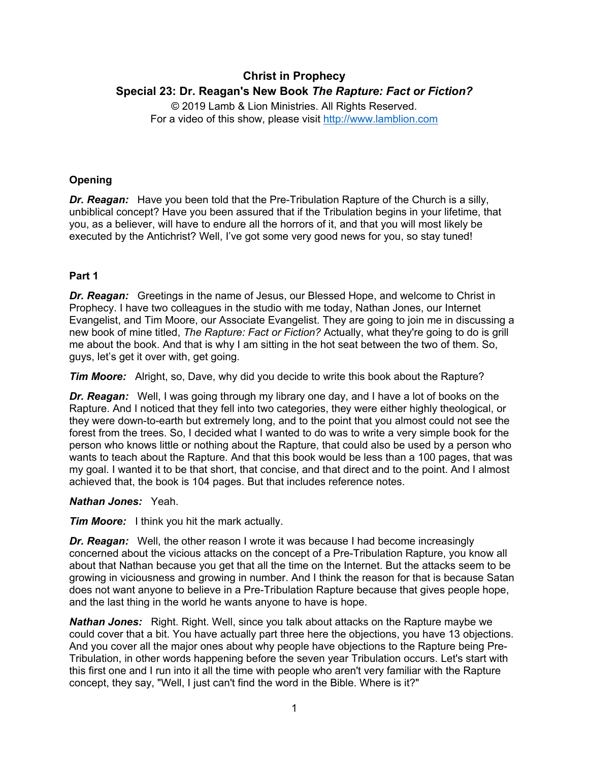# Christ in Prophecy

## Special 23: Dr. Reagan's New Book *The Rapture: Fact or Fiction?*

© 2019 Lamb & Lion Ministries. All Rights Reserved.
For a video of this show, please visit http://www.lamblion.com

### Opening

***Dr. Reagan:*** Have you been told that the Pre-Tribulation Rapture of the Church is a silly, unbiblical concept? Have you been assured that if the Tribulation begins in your lifetime, that you, as a believer, will have to endure all the horrors of it, and that you will most likely be executed by the Antichrist? Well, I've got some very good news for you, so stay tuned!

### Part 1

***Dr. Reagan:*** Greetings in the name of Jesus, our Blessed Hope, and welcome to Christ in Prophecy. I have two colleagues in the studio with me today, Nathan Jones, our Internet Evangelist, and Tim Moore, our Associate Evangelist. They are going to join me in discussing a new book of mine titled, *The Rapture: Fact or Fiction?* Actually, what they're going to do is grill me about the book. And that is why I am sitting in the hot seat between the two of them. So, guys, let's get it over with, get going.

***Tim Moore:*** Alright, so, Dave, why did you decide to write this book about the Rapture?

***Dr. Reagan:*** Well, I was going through my library one day, and I have a lot of books on the Rapture. And I noticed that they fell into two categories, they were either highly theological, or they were down-to-earth but extremely long, and to the point that you almost could not see the forest from the trees. So, I decided what I wanted to do was to write a very simple book for the person who knows little or nothing about the Rapture, that could also be used by a person who wants to teach about the Rapture. And that this book would be less than a 100 pages, that was my goal. I wanted it to be that short, that concise, and that direct and to the point. And I almost achieved that, the book is 104 pages. But that includes reference notes.

***Nathan Jones:*** Yeah.

***Tim Moore:*** I think you hit the mark actually.

***Dr. Reagan:*** Well, the other reason I wrote it was because I had become increasingly concerned about the vicious attacks on the concept of a Pre-Tribulation Rapture, you know all about that Nathan because you get that all the time on the Internet. But the attacks seem to be growing in viciousness and growing in number. And I think the reason for that is because Satan does not want anyone to believe in a Pre-Tribulation Rapture because that gives people hope, and the last thing in the world he wants anyone to have is hope.

***Nathan Jones:*** Right. Right. Well, since you talk about attacks on the Rapture maybe we could cover that a bit. You have actually part three here the objections, you have 13 objections. And you cover all the major ones about why people have objections to the Rapture being Pre-Tribulation, in other words happening before the seven year Tribulation occurs. Let's start with this first one and I run into it all the time with people who aren't very familiar with the Rapture concept, they say, "Well, I just can't find the word in the Bible. Where is it?"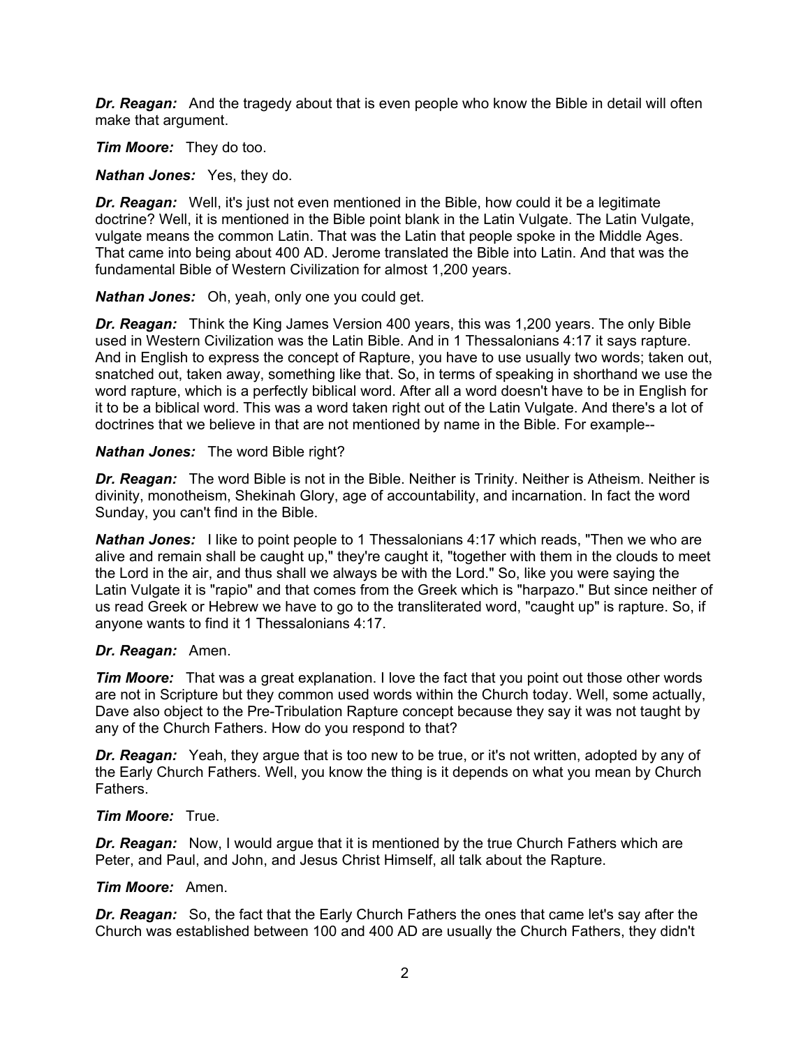***Dr. Reagan:*** And the tragedy about that is even people who know the Bible in detail will often make that argument.

***Tim Moore:*** They do too.

***Nathan Jones:*** Yes, they do.

***Dr. Reagan:*** Well, it's just not even mentioned in the Bible, how could it be a legitimate doctrine? Well, it is mentioned in the Bible point blank in the Latin Vulgate. The Latin Vulgate, vulgate means the common Latin. That was the Latin that people spoke in the Middle Ages. That came into being about 400 AD. Jerome translated the Bible into Latin. And that was the fundamental Bible of Western Civilization for almost 1,200 years.

***Nathan Jones:*** Oh, yeah, only one you could get.

***Dr. Reagan:*** Think the King James Version 400 years, this was 1,200 years. The only Bible used in Western Civilization was the Latin Bible. And in 1 Thessalonians 4:17 it says rapture. And in English to express the concept of Rapture, you have to use usually two words; taken out, snatched out, taken away, something like that. So, in terms of speaking in shorthand we use the word rapture, which is a perfectly biblical word. After all a word doesn't have to be in English for it to be a biblical word. This was a word taken right out of the Latin Vulgate. And there's a lot of doctrines that we believe in that are not mentioned by name in the Bible. For example--

***Nathan Jones:*** The word Bible right?

***Dr. Reagan:*** The word Bible is not in the Bible. Neither is Trinity. Neither is Atheism. Neither is divinity, monotheism, Shekinah Glory, age of accountability, and incarnation. In fact the word Sunday, you can't find in the Bible.

***Nathan Jones:*** I like to point people to 1 Thessalonians 4:17 which reads, "Then we who are alive and remain shall be caught up," they're caught it, "together with them in the clouds to meet the Lord in the air, and thus shall we always be with the Lord." So, like you were saying the Latin Vulgate it is "rapio" and that comes from the Greek which is "harpazo." But since neither of us read Greek or Hebrew we have to go to the transliterated word, "caught up" is rapture. So, if anyone wants to find it 1 Thessalonians 4:17.

***Dr. Reagan:*** Amen.

***Tim Moore:*** That was a great explanation. I love the fact that you point out those other words are not in Scripture but they common used words within the Church today. Well, some actually, Dave also object to the Pre-Tribulation Rapture concept because they say it was not taught by any of the Church Fathers. How do you respond to that?

***Dr. Reagan:*** Yeah, they argue that is too new to be true, or it's not written, adopted by any of the Early Church Fathers. Well, you know the thing is it depends on what you mean by Church Fathers.

***Tim Moore:*** True.

***Dr. Reagan:*** Now, I would argue that it is mentioned by the true Church Fathers which are Peter, and Paul, and John, and Jesus Christ Himself, all talk about the Rapture.

***Tim Moore:*** Amen.

***Dr. Reagan:*** So, the fact that the Early Church Fathers the ones that came let's say after the Church was established between 100 and 400 AD are usually the Church Fathers, they didn't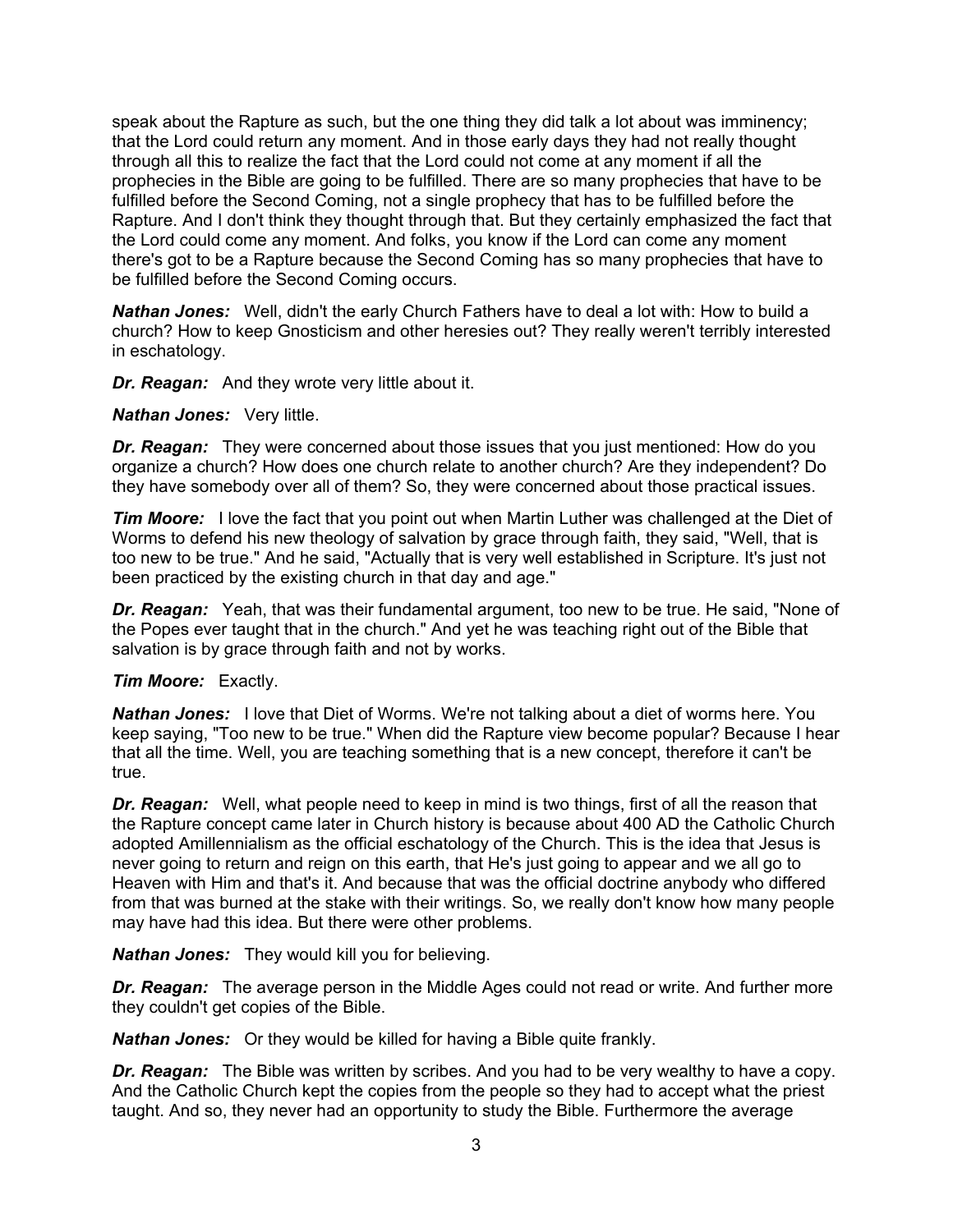speak about the Rapture as such, but the one thing they did talk a lot about was imminency; that the Lord could return any moment. And in those early days they had not really thought through all this to realize the fact that the Lord could not come at any moment if all the prophecies in the Bible are going to be fulfilled. There are so many prophecies that have to be fulfilled before the Second Coming, not a single prophecy that has to be fulfilled before the Rapture. And I don't think they thought through that. But they certainly emphasized the fact that the Lord could come any moment. And folks, you know if the Lord can come any moment there's got to be a Rapture because the Second Coming has so many prophecies that have to be fulfilled before the Second Coming occurs.

***Nathan Jones:*** Well, didn't the early Church Fathers have to deal a lot with: How to build a church? How to keep Gnosticism and other heresies out? They really weren't terribly interested in eschatology.

***Dr. Reagan:*** And they wrote very little about it.

***Nathan Jones:*** Very little.

***Dr. Reagan:*** They were concerned about those issues that you just mentioned: How do you organize a church? How does one church relate to another church? Are they independent? Do they have somebody over all of them? So, they were concerned about those practical issues.

***Tim Moore:*** I love the fact that you point out when Martin Luther was challenged at the Diet of Worms to defend his new theology of salvation by grace through faith, they said, "Well, that is too new to be true." And he said, "Actually that is very well established in Scripture. It's just not been practiced by the existing church in that day and age."

***Dr. Reagan:*** Yeah, that was their fundamental argument, too new to be true. He said, "None of the Popes ever taught that in the church." And yet he was teaching right out of the Bible that salvation is by grace through faith and not by works.

***Tim Moore:*** Exactly.

***Nathan Jones:*** I love that Diet of Worms. We're not talking about a diet of worms here. You keep saying, "Too new to be true." When did the Rapture view become popular? Because I hear that all the time. Well, you are teaching something that is a new concept, therefore it can't be true.

***Dr. Reagan:*** Well, what people need to keep in mind is two things, first of all the reason that the Rapture concept came later in Church history is because about 400 AD the Catholic Church adopted Amillennialism as the official eschatology of the Church. This is the idea that Jesus is never going to return and reign on this earth, that He's just going to appear and we all go to Heaven with Him and that's it. And because that was the official doctrine anybody who differed from that was burned at the stake with their writings. So, we really don't know how many people may have had this idea. But there were other problems.

***Nathan Jones:*** They would kill you for believing.

***Dr. Reagan:*** The average person in the Middle Ages could not read or write. And further more they couldn't get copies of the Bible.

***Nathan Jones:*** Or they would be killed for having a Bible quite frankly.

***Dr. Reagan:*** The Bible was written by scribes. And you had to be very wealthy to have a copy. And the Catholic Church kept the copies from the people so they had to accept what the priest taught. And so, they never had an opportunity to study the Bible. Furthermore the average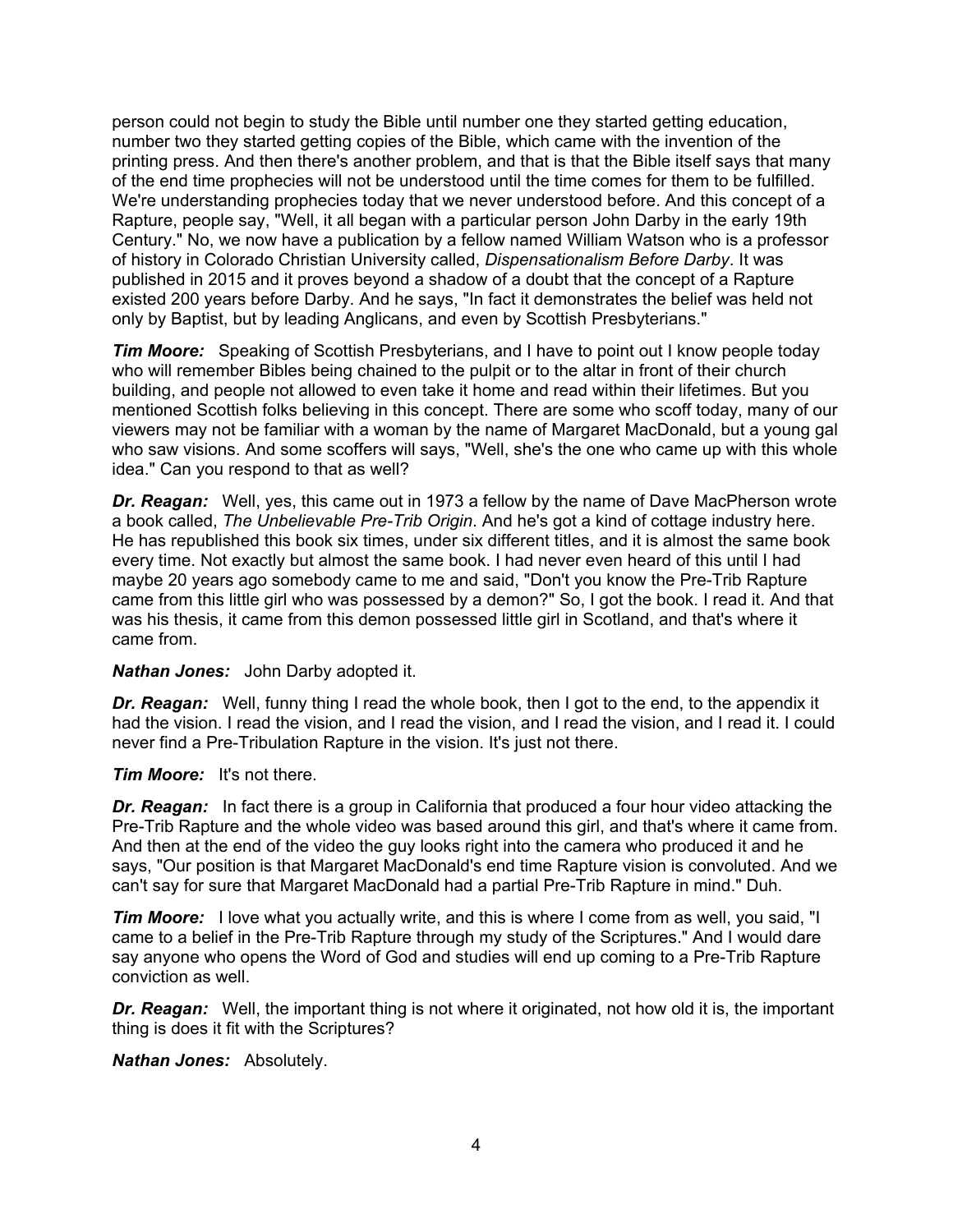person could not begin to study the Bible until number one they started getting education, number two they started getting copies of the Bible, which came with the invention of the printing press. And then there's another problem, and that is that the Bible itself says that many of the end time prophecies will not be understood until the time comes for them to be fulfilled. We're understanding prophecies today that we never understood before. And this concept of a Rapture, people say, "Well, it all began with a particular person John Darby in the early 19th Century." No, we now have a publication by a fellow named William Watson who is a professor of history in Colorado Christian University called, *Dispensationalism Before Darby*. It was published in 2015 and it proves beyond a shadow of a doubt that the concept of a Rapture existed 200 years before Darby. And he says, "In fact it demonstrates the belief was held not only by Baptist, but by leading Anglicans, and even by Scottish Presbyterians."

***Tim Moore:*** Speaking of Scottish Presbyterians, and I have to point out I know people today who will remember Bibles being chained to the pulpit or to the altar in front of their church building, and people not allowed to even take it home and read within their lifetimes. But you mentioned Scottish folks believing in this concept. There are some who scoff today, many of our viewers may not be familiar with a woman by the name of Margaret MacDonald, but a young gal who saw visions. And some scoffers will says, "Well, she's the one who came up with this whole idea." Can you respond to that as well?

***Dr. Reagan:*** Well, yes, this came out in 1973 a fellow by the name of Dave MacPherson wrote a book called, *The Unbelievable Pre-Trib Origin*. And he's got a kind of cottage industry here. He has republished this book six times, under six different titles, and it is almost the same book every time. Not exactly but almost the same book. I had never even heard of this until I had maybe 20 years ago somebody came to me and said, "Don't you know the Pre-Trib Rapture came from this little girl who was possessed by a demon?" So, I got the book. I read it. And that was his thesis, it came from this demon possessed little girl in Scotland, and that's where it came from.

***Nathan Jones:*** John Darby adopted it.

***Dr. Reagan:*** Well, funny thing I read the whole book, then I got to the end, to the appendix it had the vision. I read the vision, and I read the vision, and I read the vision, and I read it. I could never find a Pre-Tribulation Rapture in the vision. It's just not there.

***Tim Moore:*** It's not there.

***Dr. Reagan:*** In fact there is a group in California that produced a four hour video attacking the Pre-Trib Rapture and the whole video was based around this girl, and that's where it came from. And then at the end of the video the guy looks right into the camera who produced it and he says, "Our position is that Margaret MacDonald's end time Rapture vision is convoluted. And we can't say for sure that Margaret MacDonald had a partial Pre-Trib Rapture in mind." Duh.

***Tim Moore:*** I love what you actually write, and this is where I come from as well, you said, "I came to a belief in the Pre-Trib Rapture through my study of the Scriptures." And I would dare say anyone who opens the Word of God and studies will end up coming to a Pre-Trib Rapture conviction as well.

***Dr. Reagan:*** Well, the important thing is not where it originated, not how old it is, the important thing is does it fit with the Scriptures?

***Nathan Jones:*** Absolutely.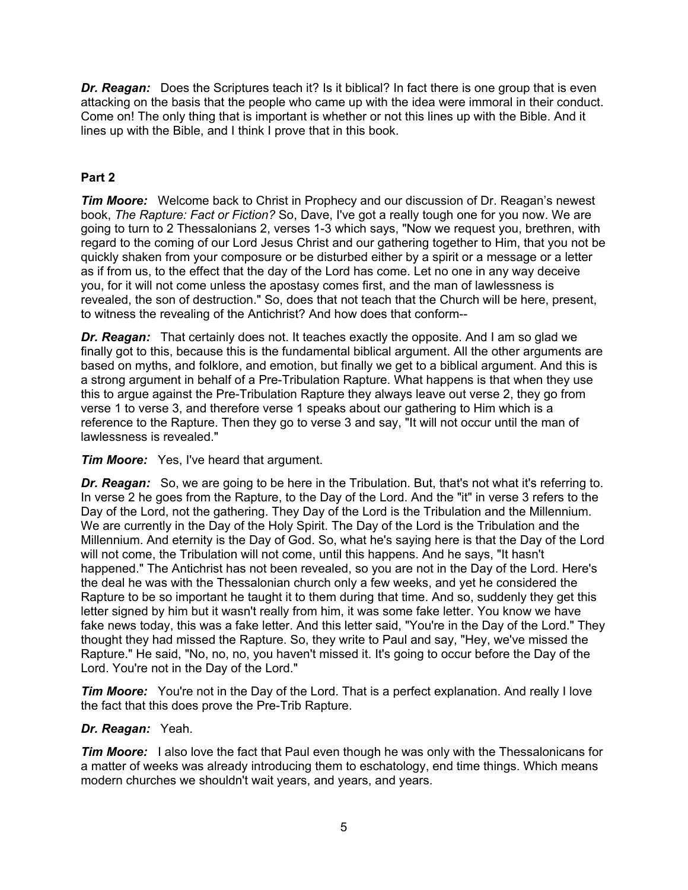***Dr. Reagan:*** Does the Scriptures teach it? Is it biblical? In fact there is one group that is even attacking on the basis that the people who came up with the idea were immoral in their conduct. Come on! The only thing that is important is whether or not this lines up with the Bible. And it lines up with the Bible, and I think I prove that in this book.

## Part 2

***Tim Moore:*** Welcome back to Christ in Prophecy and our discussion of Dr. Reagan's newest book, *The Rapture: Fact or Fiction?* So, Dave, I've got a really tough one for you now. We are going to turn to 2 Thessalonians 2, verses 1-3 which says, "Now we request you, brethren, with regard to the coming of our Lord Jesus Christ and our gathering together to Him, that you not be quickly shaken from your composure or be disturbed either by a spirit or a message or a letter as if from us, to the effect that the day of the Lord has come. Let no one in any way deceive you, for it will not come unless the apostasy comes first, and the man of lawlessness is revealed, the son of destruction." So, does that not teach that the Church will be here, present, to witness the revealing of the Antichrist? And how does that conform--

***Dr. Reagan:*** That certainly does not. It teaches exactly the opposite. And I am so glad we finally got to this, because this is the fundamental biblical argument. All the other arguments are based on myths, and folklore, and emotion, but finally we get to a biblical argument. And this is a strong argument in behalf of a Pre-Tribulation Rapture. What happens is that when they use this to argue against the Pre-Tribulation Rapture they always leave out verse 2, they go from verse 1 to verse 3, and therefore verse 1 speaks about our gathering to Him which is a reference to the Rapture. Then they go to verse 3 and say, "It will not occur until the man of lawlessness is revealed."

***Tim Moore:*** Yes, I've heard that argument.

***Dr. Reagan:*** So, we are going to be here in the Tribulation. But, that's not what it's referring to. In verse 2 he goes from the Rapture, to the Day of the Lord. And the "it" in verse 3 refers to the Day of the Lord, not the gathering. They Day of the Lord is the Tribulation and the Millennium. We are currently in the Day of the Holy Spirit. The Day of the Lord is the Tribulation and the Millennium. And eternity is the Day of God. So, what he's saying here is that the Day of the Lord will not come, the Tribulation will not come, until this happens. And he says, "It hasn't happened." The Antichrist has not been revealed, so you are not in the Day of the Lord. Here's the deal he was with the Thessalonian church only a few weeks, and yet he considered the Rapture to be so important he taught it to them during that time. And so, suddenly they get this letter signed by him but it wasn't really from him, it was some fake letter. You know we have fake news today, this was a fake letter. And this letter said, "You're in the Day of the Lord." They thought they had missed the Rapture. So, they write to Paul and say, "Hey, we've missed the Rapture." He said, "No, no, no, you haven't missed it. It's going to occur before the Day of the Lord. You're not in the Day of the Lord."

***Tim Moore:*** You're not in the Day of the Lord. That is a perfect explanation. And really I love the fact that this does prove the Pre-Trib Rapture.

***Dr. Reagan:*** Yeah.

***Tim Moore:*** I also love the fact that Paul even though he was only with the Thessalonicans for a matter of weeks was already introducing them to eschatology, end time things. Which means modern churches we shouldn't wait years, and years, and years.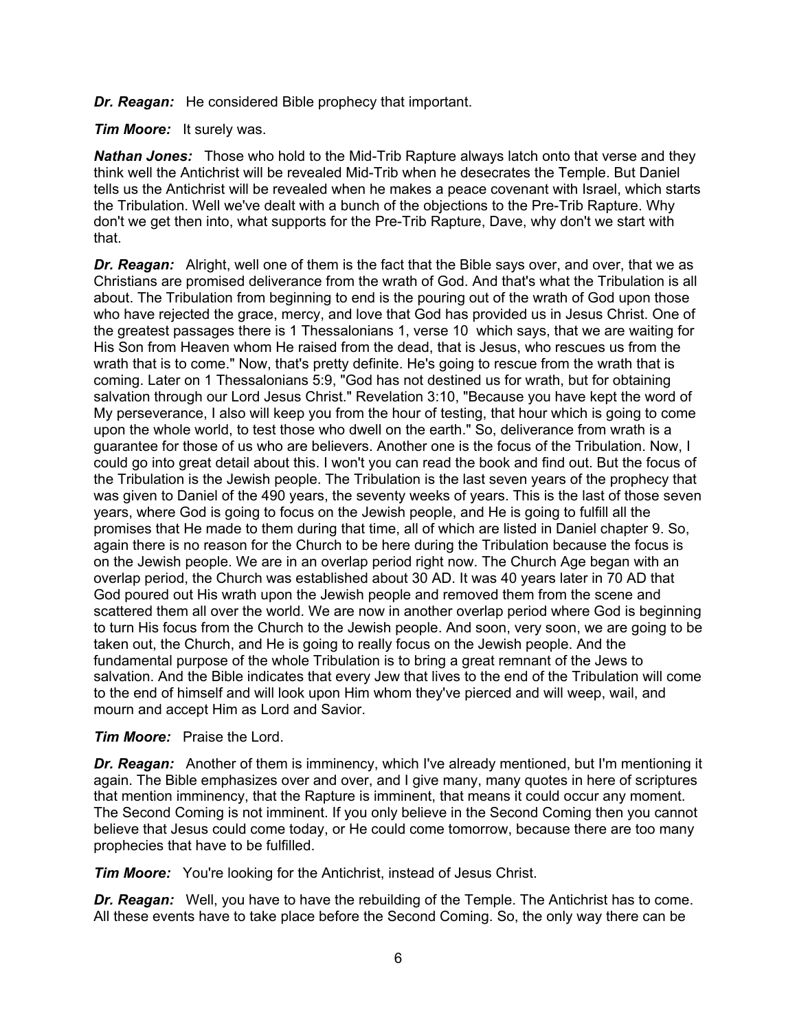***Dr. Reagan:*** He considered Bible prophecy that important.

***Tim Moore:*** It surely was.

***Nathan Jones:*** Those who hold to the Mid-Trib Rapture always latch onto that verse and they think well the Antichrist will be revealed Mid-Trib when he desecrates the Temple. But Daniel tells us the Antichrist will be revealed when he makes a peace covenant with Israel, which starts the Tribulation. Well we've dealt with a bunch of the objections to the Pre-Trib Rapture. Why don't we get then into, what supports for the Pre-Trib Rapture, Dave, why don't we start with that.

***Dr. Reagan:*** Alright, well one of them is the fact that the Bible says over, and over, that we as Christians are promised deliverance from the wrath of God. And that's what the Tribulation is all about. The Tribulation from beginning to end is the pouring out of the wrath of God upon those who have rejected the grace, mercy, and love that God has provided us in Jesus Christ. One of the greatest passages there is 1 Thessalonians 1, verse 10 which says, that we are waiting for His Son from Heaven whom He raised from the dead, that is Jesus, who rescues us from the wrath that is to come." Now, that's pretty definite. He's going to rescue from the wrath that is coming. Later on 1 Thessalonians 5:9, "God has not destined us for wrath, but for obtaining salvation through our Lord Jesus Christ." Revelation 3:10, "Because you have kept the word of My perseverance, I also will keep you from the hour of testing, that hour which is going to come upon the whole world, to test those who dwell on the earth." So, deliverance from wrath is a guarantee for those of us who are believers. Another one is the focus of the Tribulation. Now, I could go into great detail about this. I won't you can read the book and find out. But the focus of the Tribulation is the Jewish people. The Tribulation is the last seven years of the prophecy that was given to Daniel of the 490 years, the seventy weeks of years. This is the last of those seven years, where God is going to focus on the Jewish people, and He is going to fulfill all the promises that He made to them during that time, all of which are listed in Daniel chapter 9. So, again there is no reason for the Church to be here during the Tribulation because the focus is on the Jewish people. We are in an overlap period right now. The Church Age began with an overlap period, the Church was established about 30 AD. It was 40 years later in 70 AD that God poured out His wrath upon the Jewish people and removed them from the scene and scattered them all over the world. We are now in another overlap period where God is beginning to turn His focus from the Church to the Jewish people. And soon, very soon, we are going to be taken out, the Church, and He is going to really focus on the Jewish people. And the fundamental purpose of the whole Tribulation is to bring a great remnant of the Jews to salvation. And the Bible indicates that every Jew that lives to the end of the Tribulation will come to the end of himself and will look upon Him whom they've pierced and will weep, wail, and mourn and accept Him as Lord and Savior.

***Tim Moore:*** Praise the Lord.

***Dr. Reagan:*** Another of them is imminency, which I've already mentioned, but I'm mentioning it again. The Bible emphasizes over and over, and I give many, many quotes in here of scriptures that mention imminency, that the Rapture is imminent, that means it could occur any moment. The Second Coming is not imminent. If you only believe in the Second Coming then you cannot believe that Jesus could come today, or He could come tomorrow, because there are too many prophecies that have to be fulfilled.

***Tim Moore:*** You're looking for the Antichrist, instead of Jesus Christ.

***Dr. Reagan:*** Well, you have to have the rebuilding of the Temple. The Antichrist has to come. All these events have to take place before the Second Coming. So, the only way there can be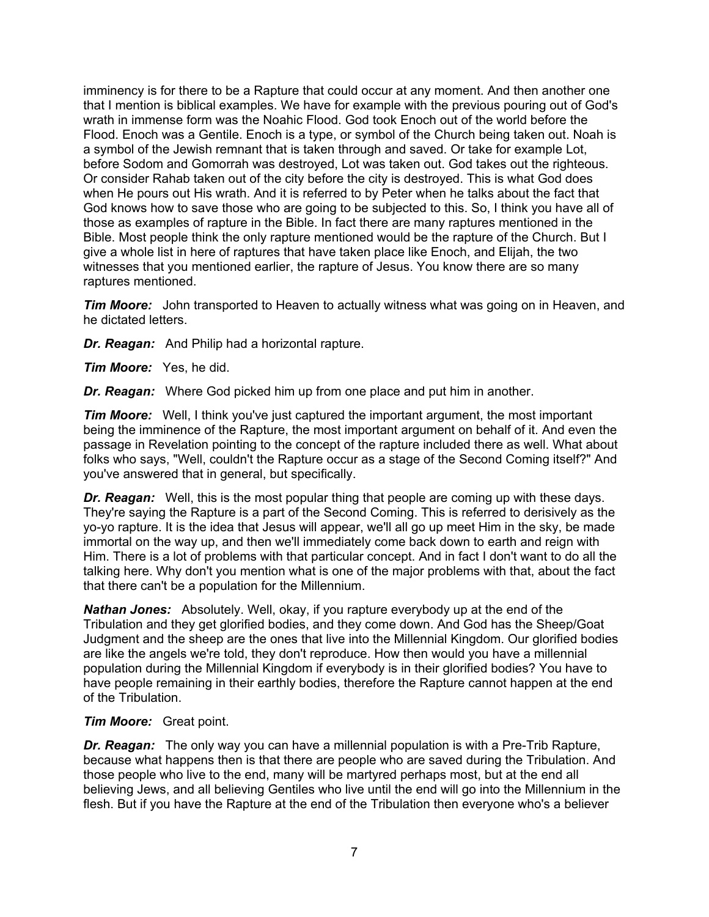imminency is for there to be a Rapture that could occur at any moment. And then another one that I mention is biblical examples. We have for example with the previous pouring out of God's wrath in immense form was the Noahic Flood. God took Enoch out of the world before the Flood. Enoch was a Gentile. Enoch is a type, or symbol of the Church being taken out. Noah is a symbol of the Jewish remnant that is taken through and saved. Or take for example Lot, before Sodom and Gomorrah was destroyed, Lot was taken out. God takes out the righteous. Or consider Rahab taken out of the city before the city is destroyed. This is what God does when He pours out His wrath. And it is referred to by Peter when he talks about the fact that God knows how to save those who are going to be subjected to this. So, I think you have all of those as examples of rapture in the Bible. In fact there are many raptures mentioned in the Bible. Most people think the only rapture mentioned would be the rapture of the Church. But I give a whole list in here of raptures that have taken place like Enoch, and Elijah, the two witnesses that you mentioned earlier, the rapture of Jesus. You know there are so many raptures mentioned.

***Tim Moore:*** John transported to Heaven to actually witness what was going on in Heaven, and he dictated letters.

***Dr. Reagan:*** And Philip had a horizontal rapture.

***Tim Moore:*** Yes, he did.

***Dr. Reagan:*** Where God picked him up from one place and put him in another.

***Tim Moore:*** Well, I think you've just captured the important argument, the most important being the imminence of the Rapture, the most important argument on behalf of it. And even the passage in Revelation pointing to the concept of the rapture included there as well. What about folks who says, "Well, couldn't the Rapture occur as a stage of the Second Coming itself?" And you've answered that in general, but specifically.

***Dr. Reagan:*** Well, this is the most popular thing that people are coming up with these days. They're saying the Rapture is a part of the Second Coming. This is referred to derisively as the yo-yo rapture. It is the idea that Jesus will appear, we'll all go up meet Him in the sky, be made immortal on the way up, and then we'll immediately come back down to earth and reign with Him. There is a lot of problems with that particular concept. And in fact I don't want to do all the talking here. Why don't you mention what is one of the major problems with that, about the fact that there can't be a population for the Millennium.

***Nathan Jones:*** Absolutely. Well, okay, if you rapture everybody up at the end of the Tribulation and they get glorified bodies, and they come down. And God has the Sheep/Goat Judgment and the sheep are the ones that live into the Millennial Kingdom. Our glorified bodies are like the angels we're told, they don't reproduce. How then would you have a millennial population during the Millennial Kingdom if everybody is in their glorified bodies? You have to have people remaining in their earthly bodies, therefore the Rapture cannot happen at the end of the Tribulation.

***Tim Moore:*** Great point.

***Dr. Reagan:*** The only way you can have a millennial population is with a Pre-Trib Rapture, because what happens then is that there are people who are saved during the Tribulation. And those people who live to the end, many will be martyred perhaps most, but at the end all believing Jews, and all believing Gentiles who live until the end will go into the Millennium in the flesh. But if you have the Rapture at the end of the Tribulation then everyone who's a believer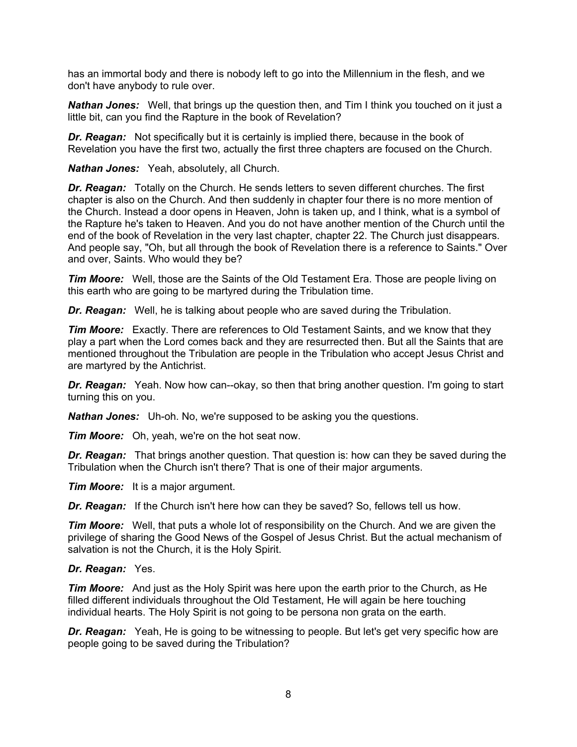has an immortal body and there is nobody left to go into the Millennium in the flesh, and we don't have anybody to rule over.

***Nathan Jones:*** Well, that brings up the question then, and Tim I think you touched on it just a little bit, can you find the Rapture in the book of Revelation?

***Dr. Reagan:*** Not specifically but it is certainly is implied there, because in the book of Revelation you have the first two, actually the first three chapters are focused on the Church.

***Nathan Jones:*** Yeah, absolutely, all Church.

***Dr. Reagan:*** Totally on the Church. He sends letters to seven different churches. The first chapter is also on the Church. And then suddenly in chapter four there is no more mention of the Church. Instead a door opens in Heaven, John is taken up, and I think, what is a symbol of the Rapture he's taken to Heaven. And you do not have another mention of the Church until the end of the book of Revelation in the very last chapter, chapter 22. The Church just disappears. And people say, "Oh, but all through the book of Revelation there is a reference to Saints." Over and over, Saints. Who would they be?

***Tim Moore:*** Well, those are the Saints of the Old Testament Era. Those are people living on this earth who are going to be martyred during the Tribulation time.

***Dr. Reagan:*** Well, he is talking about people who are saved during the Tribulation.

***Tim Moore:*** Exactly. There are references to Old Testament Saints, and we know that they play a part when the Lord comes back and they are resurrected then. But all the Saints that are mentioned throughout the Tribulation are people in the Tribulation who accept Jesus Christ and are martyred by the Antichrist.

***Dr. Reagan:*** Yeah. Now how can--okay, so then that bring another question. I'm going to start turning this on you.

***Nathan Jones:*** Uh-oh. No, we're supposed to be asking you the questions.

***Tim Moore:*** Oh, yeah, we're on the hot seat now.

***Dr. Reagan:*** That brings another question. That question is: how can they be saved during the Tribulation when the Church isn't there? That is one of their major arguments.

***Tim Moore:*** It is a major argument.

***Dr. Reagan:*** If the Church isn't here how can they be saved? So, fellows tell us how.

***Tim Moore:*** Well, that puts a whole lot of responsibility on the Church. And we are given the privilege of sharing the Good News of the Gospel of Jesus Christ. But the actual mechanism of salvation is not the Church, it is the Holy Spirit.

***Dr. Reagan:*** Yes.

***Tim Moore:*** And just as the Holy Spirit was here upon the earth prior to the Church, as He filled different individuals throughout the Old Testament, He will again be here touching individual hearts. The Holy Spirit is not going to be persona non grata on the earth.

***Dr. Reagan:*** Yeah, He is going to be witnessing to people. But let's get very specific how are people going to be saved during the Tribulation?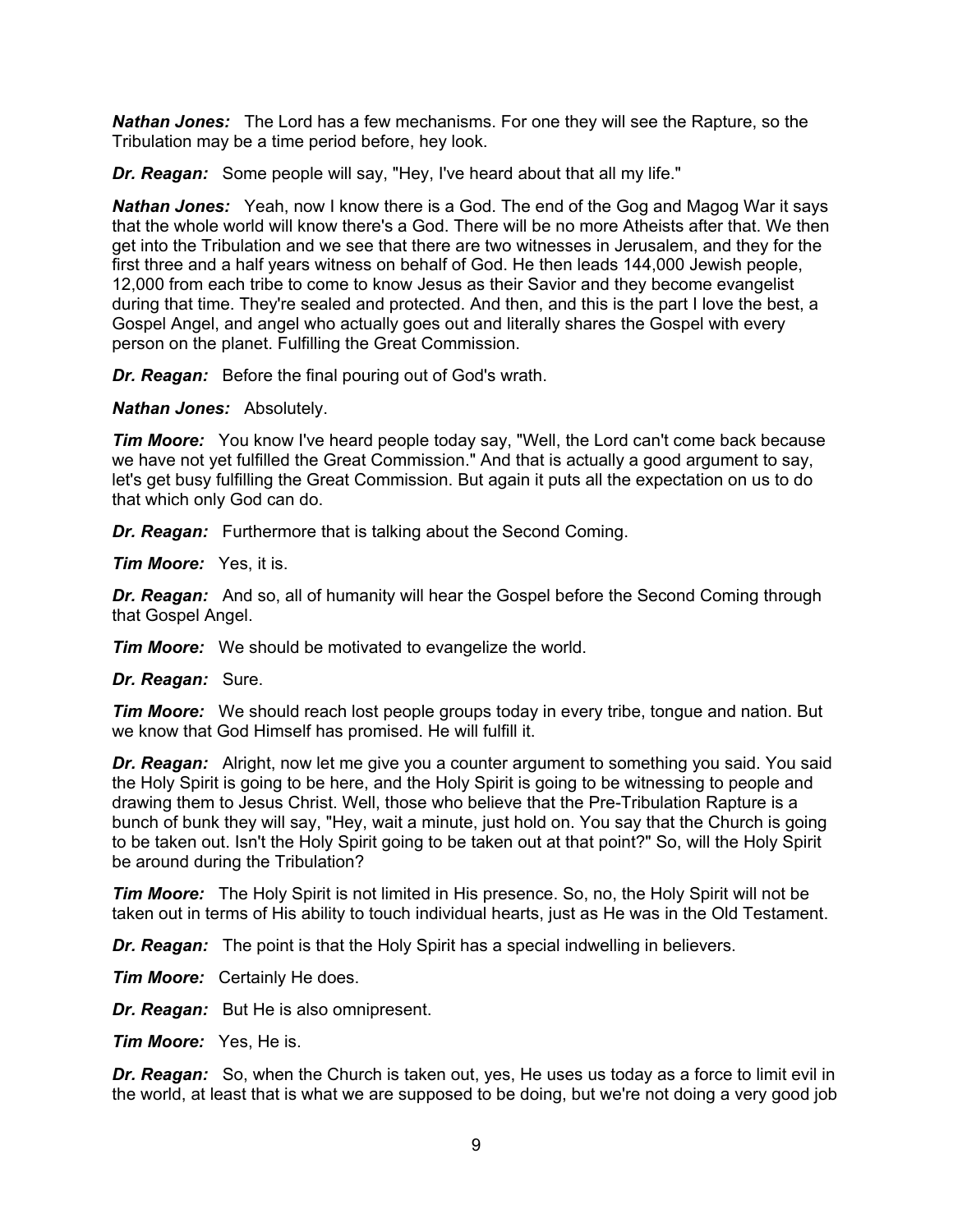***Nathan Jones:*** The Lord has a few mechanisms. For one they will see the Rapture, so the Tribulation may be a time period before, hey look.

***Dr. Reagan:*** Some people will say, "Hey, I've heard about that all my life."

***Nathan Jones:*** Yeah, now I know there is a God. The end of the Gog and Magog War it says that the whole world will know there's a God. There will be no more Atheists after that. We then get into the Tribulation and we see that there are two witnesses in Jerusalem, and they for the first three and a half years witness on behalf of God. He then leads 144,000 Jewish people, 12,000 from each tribe to come to know Jesus as their Savior and they become evangelist during that time. They're sealed and protected. And then, and this is the part I love the best, a Gospel Angel, and angel who actually goes out and literally shares the Gospel with every person on the planet. Fulfilling the Great Commission.

***Dr. Reagan:*** Before the final pouring out of God's wrath.

***Nathan Jones:*** Absolutely.

***Tim Moore:*** You know I've heard people today say, "Well, the Lord can't come back because we have not yet fulfilled the Great Commission." And that is actually a good argument to say, let's get busy fulfilling the Great Commission. But again it puts all the expectation on us to do that which only God can do.

***Dr. Reagan:*** Furthermore that is talking about the Second Coming.

***Tim Moore:*** Yes, it is.

***Dr. Reagan:*** And so, all of humanity will hear the Gospel before the Second Coming through that Gospel Angel.

***Tim Moore:*** We should be motivated to evangelize the world.

***Dr. Reagan:*** Sure.

***Tim Moore:*** We should reach lost people groups today in every tribe, tongue and nation. But we know that God Himself has promised. He will fulfill it.

***Dr. Reagan:*** Alright, now let me give you a counter argument to something you said. You said the Holy Spirit is going to be here, and the Holy Spirit is going to be witnessing to people and drawing them to Jesus Christ. Well, those who believe that the Pre-Tribulation Rapture is a bunch of bunk they will say, "Hey, wait a minute, just hold on. You say that the Church is going to be taken out. Isn't the Holy Spirit going to be taken out at that point?" So, will the Holy Spirit be around during the Tribulation?

***Tim Moore:*** The Holy Spirit is not limited in His presence. So, no, the Holy Spirit will not be taken out in terms of His ability to touch individual hearts, just as He was in the Old Testament.

***Dr. Reagan:*** The point is that the Holy Spirit has a special indwelling in believers.

***Tim Moore:*** Certainly He does.

***Dr. Reagan:*** But He is also omnipresent.

***Tim Moore:*** Yes, He is.

***Dr. Reagan:*** So, when the Church is taken out, yes, He uses us today as a force to limit evil in the world, at least that is what we are supposed to be doing, but we're not doing a very good job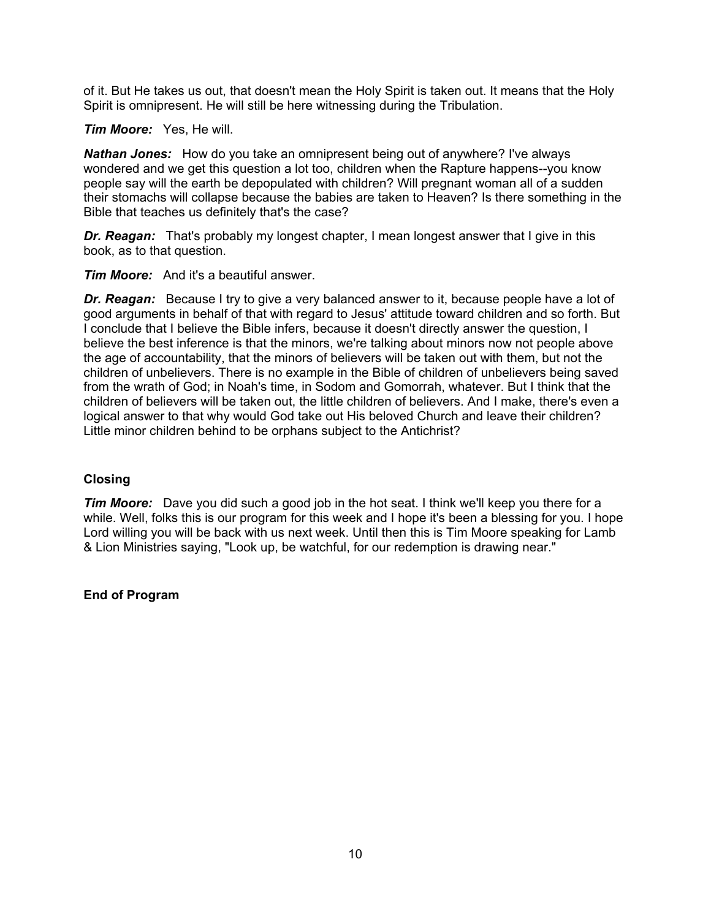of it. But He takes us out, that doesn't mean the Holy Spirit is taken out. It means that the Holy Spirit is omnipresent. He will still be here witnessing during the Tribulation.

***Tim Moore:*** Yes, He will.

***Nathan Jones:*** How do you take an omnipresent being out of anywhere? I've always wondered and we get this question a lot too, children when the Rapture happens--you know people say will the earth be depopulated with children? Will pregnant woman all of a sudden their stomachs will collapse because the babies are taken to Heaven? Is there something in the Bible that teaches us definitely that's the case?

***Dr. Reagan:*** That's probably my longest chapter, I mean longest answer that I give in this book, as to that question.

***Tim Moore:*** And it's a beautiful answer.

***Dr. Reagan:*** Because I try to give a very balanced answer to it, because people have a lot of good arguments in behalf of that with regard to Jesus' attitude toward children and so forth. But I conclude that I believe the Bible infers, because it doesn't directly answer the question, I believe the best inference is that the minors, we're talking about minors now not people above the age of accountability, that the minors of believers will be taken out with them, but not the children of unbelievers. There is no example in the Bible of children of unbelievers being saved from the wrath of God; in Noah's time, in Sodom and Gomorrah, whatever. But I think that the children of believers will be taken out, the little children of believers. And I make, there's even a logical answer to that why would God take out His beloved Church and leave their children? Little minor children behind to be orphans subject to the Antichrist?

**Closing**

***Tim Moore:*** Dave you did such a good job in the hot seat. I think we'll keep you there for a while. Well, folks this is our program for this week and I hope it's been a blessing for you. I hope Lord willing you will be back with us next week. Until then this is Tim Moore speaking for Lamb & Lion Ministries saying, "Look up, be watchful, for our redemption is drawing near."

**End of Program**